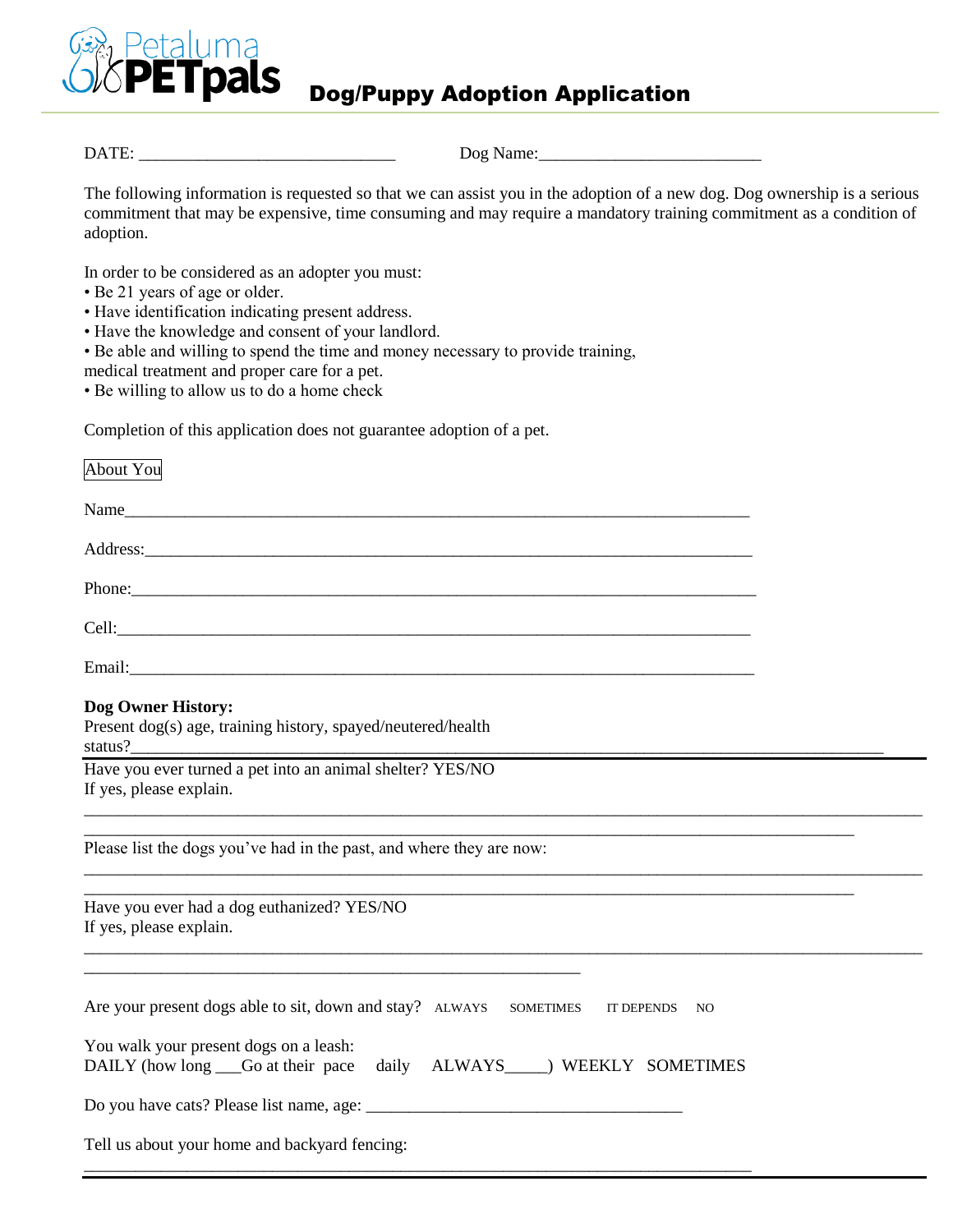Petaluma **PETpals**

# Dog/Puppy Adoption Application

DATE: ______________________________ Dog Name:_________________________

The following information is requested so that we can assist you in the adoption of a new dog. Dog ownership is a serious commitment that may be expensive, time consuming and may require a mandatory training commitment as a condition of adoption.

In order to be considered as an adopter you must:

- Be 21 years of age or older.
- Have identification indicating present address.
- Have the knowledge and consent of your landlord.
- Be able and willing to spend the time and money necessary to provide training, medical treatment and proper care for a pet.
- Be willing to allow us to do a home check

Completion of this application does not guarantee adoption of a pet.

About You

Name_________________________________________________________________________

Address:______________________________________________________________________

Phone:_______________________________________________________________________

Cell:_________________________________________________________________________

Email:_______________________________________________________________________

**Dog Owner History:**

Present dog(s) age, training history, spayed/neutered/health status?_____________________________________________________________________________________

Have you ever turned a pet into an animal shelter? YES/NO
If yes, please explain.

______________________________________________________________________________________________

___________________________________________________________________________________________

Please list the dogs you've had in the past, and where they are now:

______________________________________________________________________________________________

___________________________________________________________________________________________

Have you ever had a dog euthanized? YES/NO
If yes, please explain.

______________________________________________________________________________________________

____________________________________________________________

Are your present dogs able to sit, down and stay? ALWAYS SOMETIMES IT DEPENDS NO

You walk your present dogs on a leash:
DAILY (how long ___Go at their pace daily ALWAYS_____) WEEKLY SOMETIMES

Do you have cats? Please list name, age: ______________________________________

Tell us about your home and backyard fencing:

_________________________________________________________________________________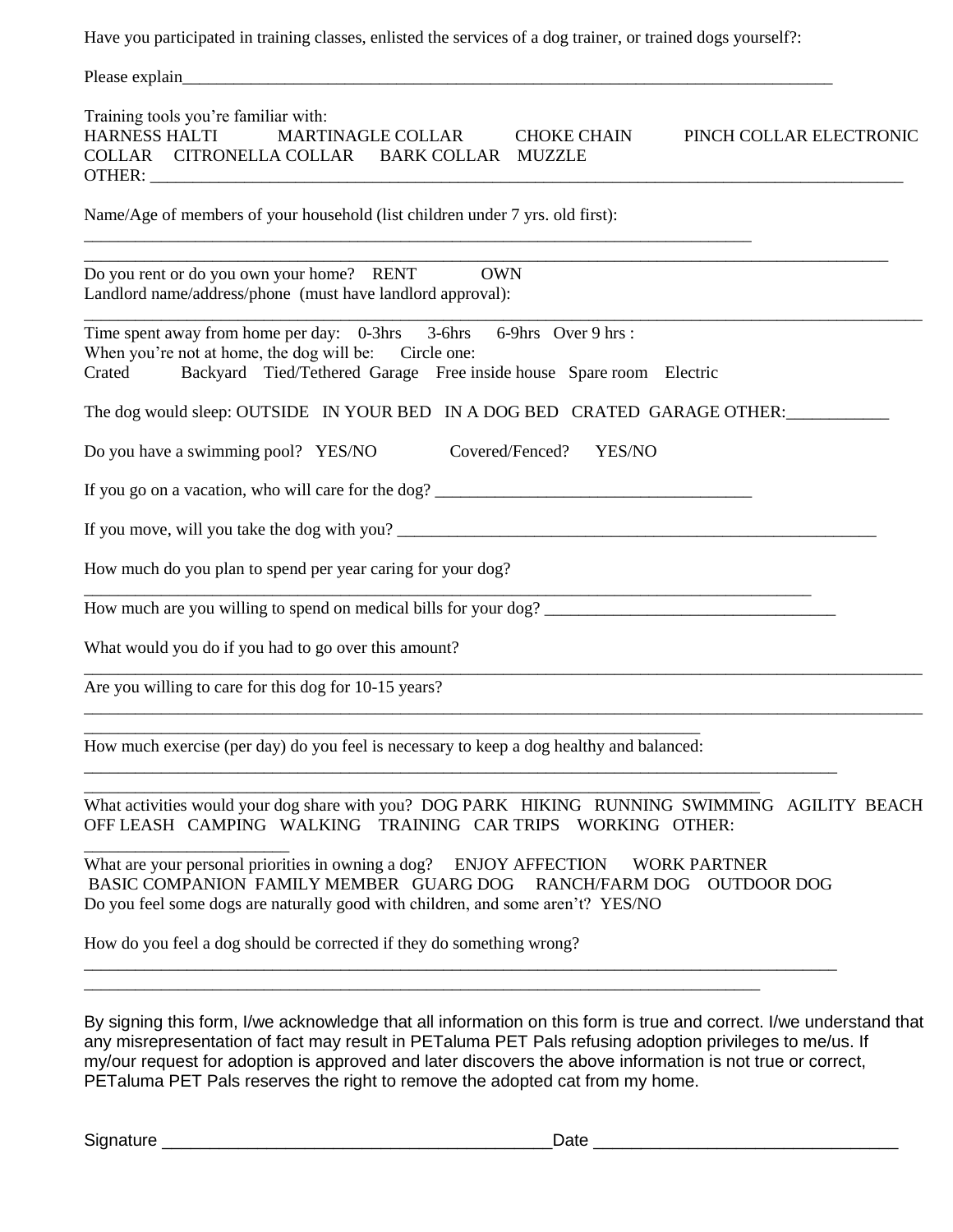Have you participated in training classes, enlisted the services of a dog trainer, or trained dogs yourself?:

Please explain_______________________________________________________________________________

Training tools you're familiar with:
HARNESS HALTI MARTINAGLE COLLAR CHOKE CHAIN PINCH COLLAR ELECTRONIC COLLAR CITRONELLA COLLAR BARK COLLAR MUZZLE
OTHER: ______________________________________________________________________________________________

Name/Age of members of your household (list children under 7 yrs. old first):
_______________________________________________________________________________
______________________________________________________________________________________________

Do you rent or do you own your home? RENT OWN
Landlord name/address/phone (must have landlord approval):
________________________________________________________________________________________________

Time spent away from home per day: 0-3hrs 3-6hrs 6-9hrs Over 9 hrs :
When you're not at home, the dog will be: Circle one:
Crated Backyard Tied/Tethered Garage Free inside house Spare room Electric

The dog would sleep: OUTSIDE IN YOUR BED IN A DOG BED CRATED GARAGE OTHER:____________

Do you have a swimming pool? YES/NO Covered/Fenced? YES/NO

If you go on a vacation, who will care for the dog? _____________________________________

If you move, will you take the dog with you? __________________________________________________________

How much do you plan to spend per year caring for your dog?
_________________________________________________________________________________________

How much are you willing to spend on medical bills for your dog? __________________________________

What would you do if you had to go over this amount?
________________________________________________________________________________________________

Are you willing to care for this dog for 10-15 years?
________________________________________________________________________________________________
_________________________________________________________________________

How much exercise (per day) do you feel is necessary to keep a dog healthy and balanced:
_________________________________________________________________________________________
________________________________________________________________________________

What activities would your dog share with you? DOG PARK HIKING RUNNING SWIMMING AGILITY BEACH OFF LEASH CAMPING WALKING TRAINING CAR TRIPS WORKING OTHER:
________________________

What are your personal priorities in owning a dog? ENJOY AFFECTION WORK PARTNER BASIC COMPANION FAMILY MEMBER GUARG DOG RANCH/FARM DOG OUTDOOR DOG
Do you feel some dogs are naturally good with children, and some aren't? YES/NO

How do you feel a dog should be corrected if they do something wrong?
_________________________________________________________________________________________
________________________________________________________________________________

By signing this form, I/we acknowledge that all information on this form is true and correct. I/we understand that any misrepresentation of fact may result in PETaluma PET Pals refusing adoption privileges to me/us. If my/our request for adoption is approved and later discovers the above information is not true or correct, PETaluma PET Pals reserves the right to remove the adopted cat from my home.

Signature _________________________________________Date ________________________________